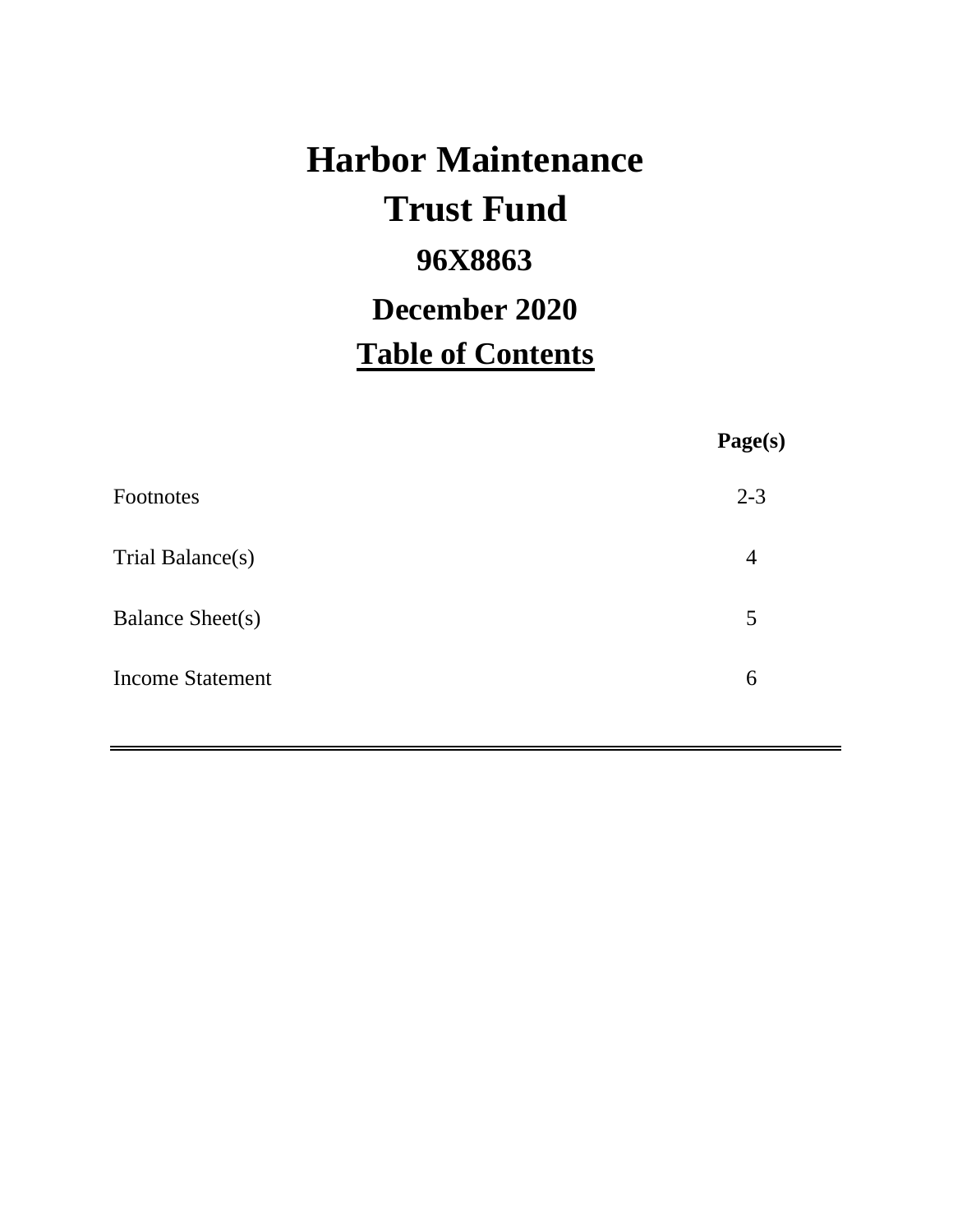# Harbor Maintenance Trust Fund

## 96X8863

## December 2020

## Table of Contents

| | Page(s) |
|---|---|
| Footnotes | 2-3 |
| Trial Balance(s) | 4 |
| Balance Sheet(s) | 5 |
| Income Statement | 6 |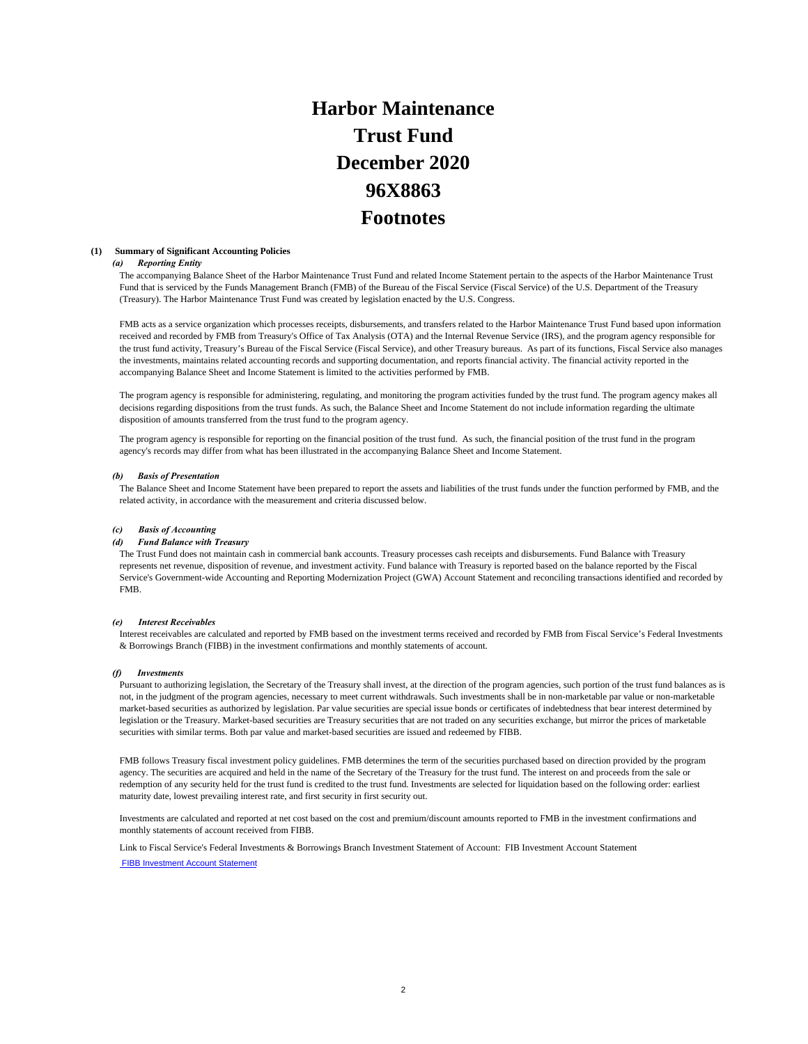# Harbor Maintenance Trust Fund December 2020 96X8863 Footnotes

## (1) Summary of Significant Accounting Policies

### *(a) Reporting Entity*

The accompanying Balance Sheet of the Harbor Maintenance Trust Fund and related Income Statement pertain to the aspects of the Harbor Maintenance Trust Fund that is serviced by the Funds Management Branch (FMB) of the Bureau of the Fiscal Service (Fiscal Service) of the U.S. Department of the Treasury (Treasury). The Harbor Maintenance Trust Fund was created by legislation enacted by the U.S. Congress.

FMB acts as a service organization which processes receipts, disbursements, and transfers related to the Harbor Maintenance Trust Fund based upon information received and recorded by FMB from Treasury's Office of Tax Analysis (OTA) and the Internal Revenue Service (IRS), and the program agency responsible for the trust fund activity, Treasury's Bureau of the Fiscal Service (Fiscal Service), and other Treasury bureaus. As part of its functions, Fiscal Service also manages the investments, maintains related accounting records and supporting documentation, and reports financial activity. The financial activity reported in the accompanying Balance Sheet and Income Statement is limited to the activities performed by FMB.

The program agency is responsible for administering, regulating, and monitoring the program activities funded by the trust fund. The program agency makes all decisions regarding dispositions from the trust funds. As such, the Balance Sheet and Income Statement do not include information regarding the ultimate disposition of amounts transferred from the trust fund to the program agency.

The program agency is responsible for reporting on the financial position of the trust fund. As such, the financial position of the trust fund in the program agency's records may differ from what has been illustrated in the accompanying Balance Sheet and Income Statement.

### *(b) Basis of Presentation*

The Balance Sheet and Income Statement have been prepared to report the assets and liabilities of the trust funds under the function performed by FMB, and the related activity, in accordance with the measurement and criteria discussed below.

### *(c) Basis of Accounting*

### *(d) Fund Balance with Treasury*

The Trust Fund does not maintain cash in commercial bank accounts. Treasury processes cash receipts and disbursements. Fund Balance with Treasury represents net revenue, disposition of revenue, and investment activity. Fund balance with Treasury is reported based on the balance reported by the Fiscal Service's Government-wide Accounting and Reporting Modernization Project (GWA) Account Statement and reconciling transactions identified and recorded by FMB.

### *(e) Interest Receivables*

Interest receivables are calculated and reported by FMB based on the investment terms received and recorded by FMB from Fiscal Service's Federal Investments & Borrowings Branch (FIBB) in the investment confirmations and monthly statements of account.

### *(f) Investments*

Pursuant to authorizing legislation, the Secretary of the Treasury shall invest, at the direction of the program agencies, such portion of the trust fund balances as is not, in the judgment of the program agencies, necessary to meet current withdrawals. Such investments shall be in non-marketable par value or non-marketable market-based securities as authorized by legislation. Par value securities are special issue bonds or certificates of indebtedness that bear interest determined by legislation or the Treasury. Market-based securities are Treasury securities that are not traded on any securities exchange, but mirror the prices of marketable securities with similar terms. Both par value and market-based securities are issued and redeemed by FIBB.

FMB follows Treasury fiscal investment policy guidelines. FMB determines the term of the securities purchased based on direction provided by the program agency. The securities are acquired and held in the name of the Secretary of the Treasury for the trust fund. The interest on and proceeds from the sale or redemption of any security held for the trust fund is credited to the trust fund. Investments are selected for liquidation based on the following order: earliest maturity date, lowest prevailing interest rate, and first security in first security out.

Investments are calculated and reported at net cost based on the cost and premium/discount amounts reported to FMB in the investment confirmations and monthly statements of account received from FIBB.

Link to Fiscal Service's Federal Investments & Borrowings Branch Investment Statement of Account: FIB Investment Account Statement

FIBB Investment Account Statement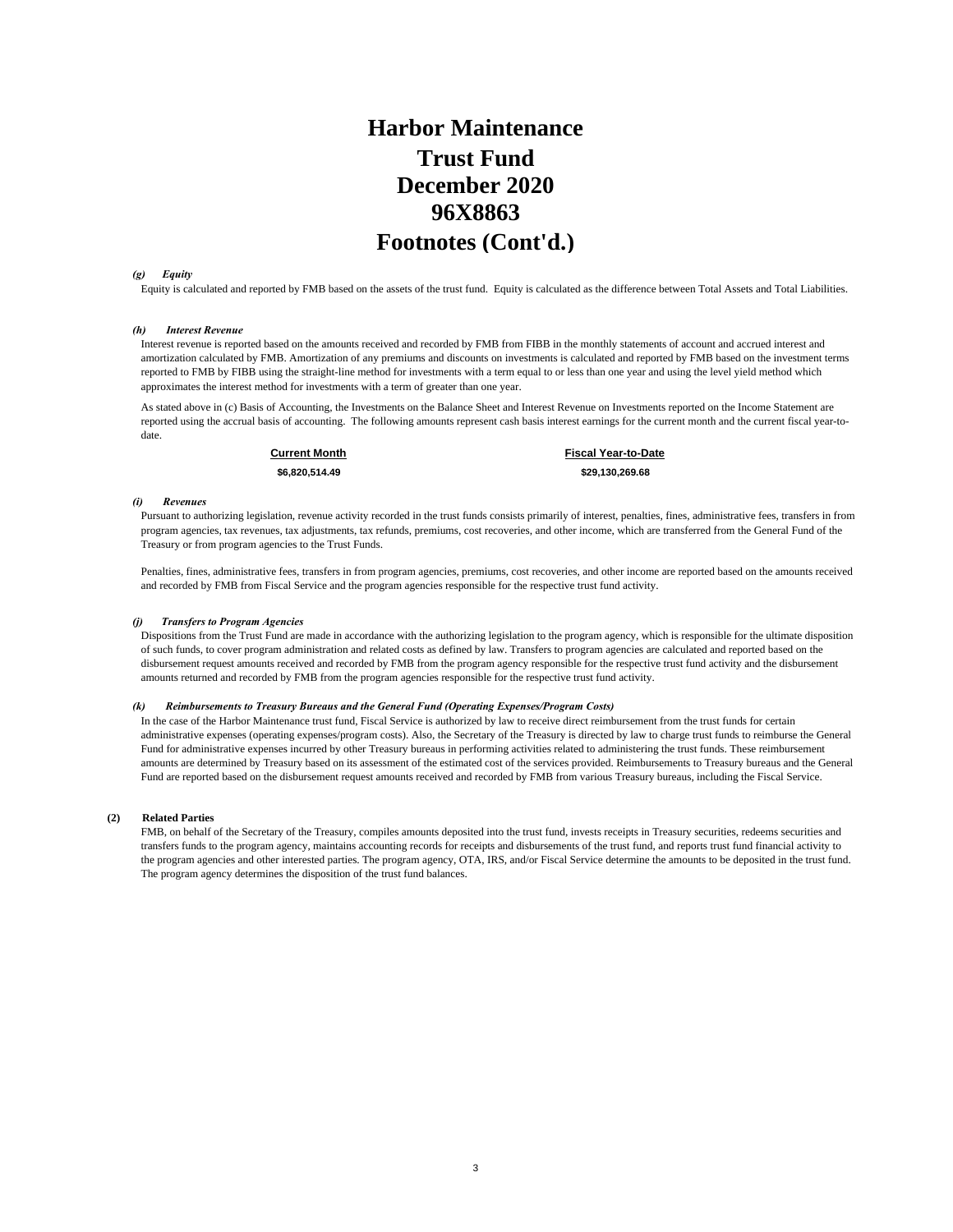# Harbor Maintenance
# Trust Fund
# December 2020
# 96X8863
# Footnotes (Cont'd.)

***(g) Equity***

Equity is calculated and reported by FMB based on the assets of the trust fund. Equity is calculated as the difference between Total Assets and Total Liabilities.

***(h) Interest Revenue***

Interest revenue is reported based on the amounts received and recorded by FMB from FIBB in the monthly statements of account and accrued interest and amortization calculated by FMB. Amortization of any premiums and discounts on investments is calculated and reported by FMB based on the investment terms reported to FMB by FIBB using the straight-line method for investments with a term equal to or less than one year and using the level yield method which approximates the interest method for investments with a term of greater than one year.

As stated above in (c) Basis of Accounting, the Investments on the Balance Sheet and Interest Revenue on Investments reported on the Income Statement are reported using the accrual basis of accounting. The following amounts represent cash basis interest earnings for the current month and the current fiscal year-to-date.

| Current Month | Fiscal Year-to-Date |
|---|---|
| $6,820,514.49 | $29,130,269.68 |

***(i) Revenues***

Pursuant to authorizing legislation, revenue activity recorded in the trust funds consists primarily of interest, penalties, fines, administrative fees, transfers in from program agencies, tax revenues, tax adjustments, tax refunds, premiums, cost recoveries, and other income, which are transferred from the General Fund of the Treasury or from program agencies to the Trust Funds.

Penalties, fines, administrative fees, transfers in from program agencies, premiums, cost recoveries, and other income are reported based on the amounts received and recorded by FMB from Fiscal Service and the program agencies responsible for the respective trust fund activity.

***(j) Transfers to Program Agencies***

Dispositions from the Trust Fund are made in accordance with the authorizing legislation to the program agency, which is responsible for the ultimate disposition of such funds, to cover program administration and related costs as defined by law. Transfers to program agencies are calculated and reported based on the disbursement request amounts received and recorded by FMB from the program agency responsible for the respective trust fund activity and the disbursement amounts returned and recorded by FMB from the program agencies responsible for the respective trust fund activity.

***(k) Reimbursements to Treasury Bureaus and the General Fund (Operating Expenses/Program Costs)***

In the case of the Harbor Maintenance trust fund, Fiscal Service is authorized by law to receive direct reimbursement from the trust funds for certain administrative expenses (operating expenses/program costs). Also, the Secretary of the Treasury is directed by law to charge trust funds to reimburse the General Fund for administrative expenses incurred by other Treasury bureaus in performing activities related to administering the trust funds. These reimbursement amounts are determined by Treasury based on its assessment of the estimated cost of the services provided. Reimbursements to Treasury bureaus and the General Fund are reported based on the disbursement request amounts received and recorded by FMB from various Treasury bureaus, including the Fiscal Service.

**(2) Related Parties**

FMB, on behalf of the Secretary of the Treasury, compiles amounts deposited into the trust fund, invests receipts in Treasury securities, redeems securities and transfers funds to the program agency, maintains accounting records for receipts and disbursements of the trust fund, and reports trust fund financial activity to the program agencies and other interested parties. The program agency, OTA, IRS, and/or Fiscal Service determine the amounts to be deposited in the trust fund. The program agency determines the disposition of the trust fund balances.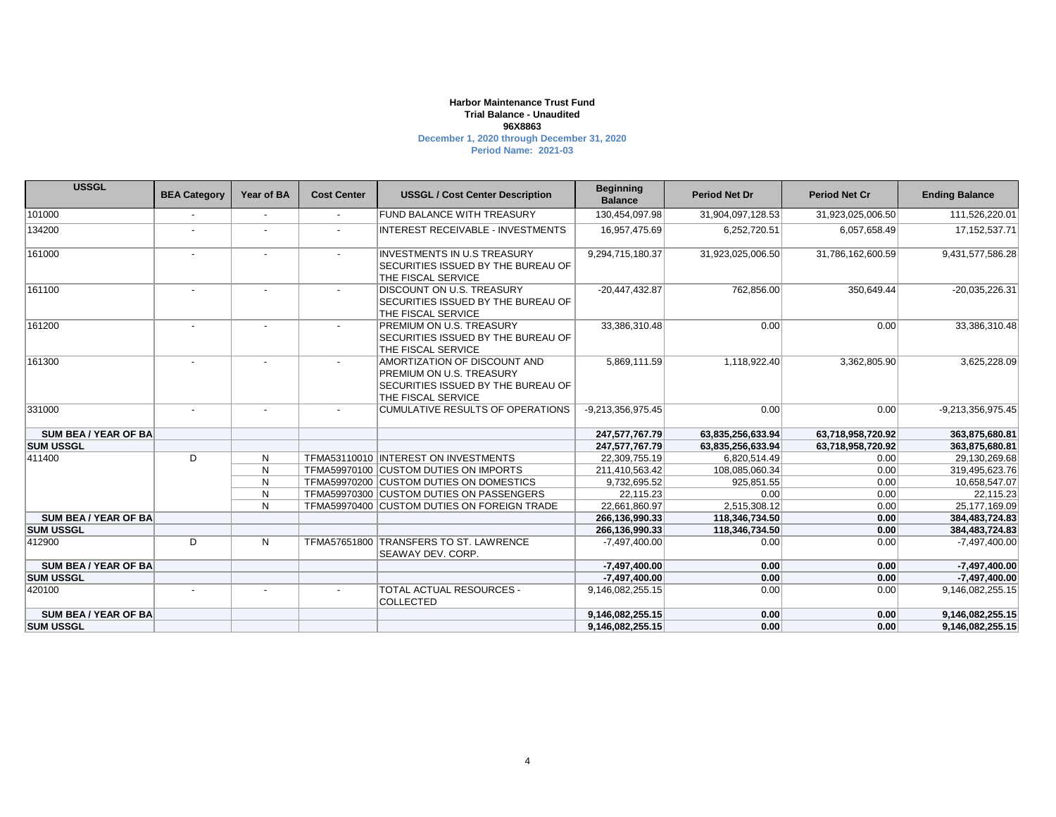**Harbor Maintenance Trust Fund**
**Trial Balance - Unaudited**
**96X8863**
**December 1, 2020 through December 31, 2020**
**Period Name: 2021-03**

| USSGL | BEA Category | Year of BA | Cost Center | USSGL / Cost Center Description | Beginning Balance | Period Net Dr | Period Net Cr | Ending Balance |
|---|---|---|---|---|---|---|---|---|
| 101000 | - | - | - | FUND BALANCE WITH TREASURY | 130,454,097.98 | 31,904,097,128.53 | 31,923,025,006.50 | 111,526,220.01 |
| 134200 | - | - | - | INTEREST RECEIVABLE - INVESTMENTS | 16,957,475.69 | 6,252,720.51 | 6,057,658.49 | 17,152,537.71 |
| 161000 | - | - | - | INVESTMENTS IN U.S TREASURY SECURITIES ISSUED BY THE BUREAU OF THE FISCAL SERVICE | 9,294,715,180.37 | 31,923,025,006.50 | 31,786,162,600.59 | 9,431,577,586.28 |
| 161100 | - | - | - | DISCOUNT ON U.S. TREASURY SECURITIES ISSUED BY THE BUREAU OF THE FISCAL SERVICE | -20,447,432.87 | 762,856.00 | 350,649.44 | -20,035,226.31 |
| 161200 | - | - | - | PREMIUM ON U.S. TREASURY SECURITIES ISSUED BY THE BUREAU OF THE FISCAL SERVICE | 33,386,310.48 | 0.00 | 0.00 | 33,386,310.48 |
| 161300 | - | - | - | AMORTIZATION OF DISCOUNT AND PREMIUM ON U.S. TREASURY SECURITIES ISSUED BY THE BUREAU OF THE FISCAL SERVICE | 5,869,111.59 | 1,118,922.40 | 3,362,805.90 | 3,625,228.09 |
| 331000 | - | - | - | CUMULATIVE RESULTS OF OPERATIONS | -9,213,356,975.45 | 0.00 | 0.00 | -9,213,356,975.45 |
| **SUM BEA / YEAR OF BA** | | | | | **247,577,767.79** | **63,835,256,633.94** | **63,718,958,720.92** | **363,875,680.81** |
| **SUM USSGL** | | | | | **247,577,767.79** | **63,835,256,633.94** | **63,718,958,720.92** | **363,875,680.81** |
| 411400 | D | N | TFMA53110010 | INTEREST ON INVESTMENTS | 22,309,755.19 | 6,820,514.49 | 0.00 | 29,130,269.68 |
| | | N | TFMA59970100 | CUSTOM DUTIES ON IMPORTS | 211,410,563.42 | 108,085,060.34 | 0.00 | 319,495,623.76 |
| | | N | TFMA59970200 | CUSTOM DUTIES ON DOMESTICS | 9,732,695.52 | 925,851.55 | 0.00 | 10,658,547.07 |
| | | N | TFMA59970300 | CUSTOM DUTIES ON PASSENGERS | 22,115.23 | 0.00 | 0.00 | 22,115.23 |
| | | N | TFMA59970400 | CUSTOM DUTIES ON FOREIGN TRADE | 22,661,860.97 | 2,515,308.12 | 0.00 | 25,177,169.09 |
| **SUM BEA / YEAR OF BA** | | | | | **266,136,990.33** | **118,346,734.50** | **0.00** | **384,483,724.83** |
| **SUM USSGL** | | | | | **266,136,990.33** | **118,346,734.50** | **0.00** | **384,483,724.83** |
| 412900 | D | N | TFMA57651800 | TRANSFERS TO ST. LAWRENCE SEAWAY DEV. CORP. | -7,497,400.00 | 0.00 | 0.00 | -7,497,400.00 |
| **SUM BEA / YEAR OF BA** | | | | | **-7,497,400.00** | **0.00** | **0.00** | **-7,497,400.00** |
| **SUM USSGL** | | | | | **-7,497,400.00** | **0.00** | **0.00** | **-7,497,400.00** |
| 420100 | - | - | - | TOTAL ACTUAL RESOURCES - COLLECTED | 9,146,082,255.15 | 0.00 | 0.00 | 9,146,082,255.15 |
| **SUM BEA / YEAR OF BA** | | | | | **9,146,082,255.15** | **0.00** | **0.00** | **9,146,082,255.15** |
| **SUM USSGL** | | | | | **9,146,082,255.15** | **0.00** | **0.00** | **9,146,082,255.15** |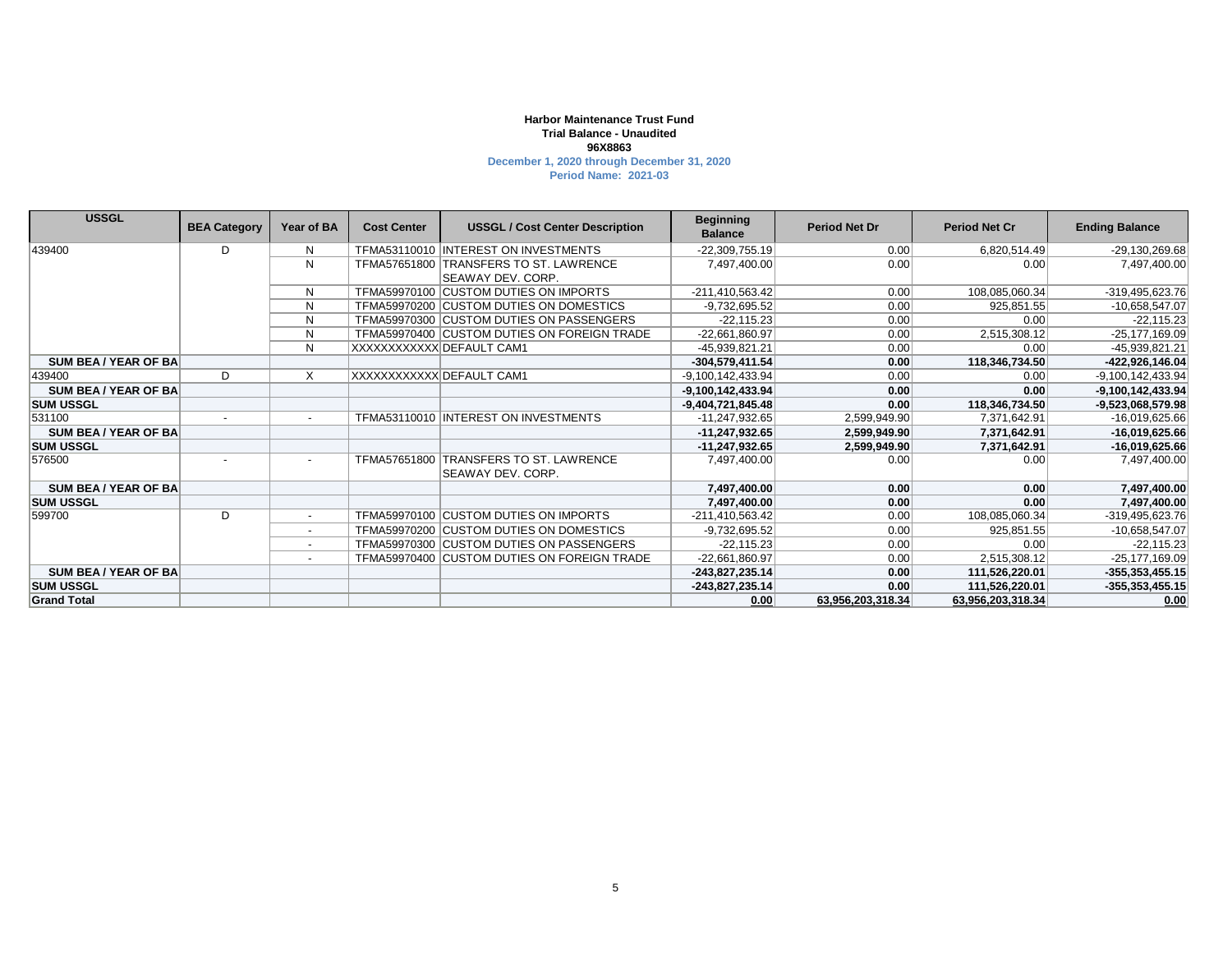**Harbor Maintenance Trust Fund**
**Trial Balance - Unaudited**
**96X8863**
**December 1, 2020 through December 31, 2020**
**Period Name: 2021-03**

| USSGL | BEA Category | Year of BA | Cost Center | USSGL / Cost Center Description | Beginning Balance | Period Net Dr | Period Net Cr | Ending Balance |
|---|---|---|---|---|---|---|---|---|
| 439400 | D | N | TFMA53110010 | INTEREST ON INVESTMENTS | -22,309,755.19 | 0.00 | 6,820,514.49 | -29,130,269.68 |
| | | N | TFMA57651800 | TRANSFERS TO ST. LAWRENCE SEAWAY DEV. CORP. | 7,497,400.00 | 0.00 | 0.00 | 7,497,400.00 |
| | | N | TFMA59970100 | CUSTOM DUTIES ON IMPORTS | -211,410,563.42 | 0.00 | 108,085,060.34 | -319,495,623.76 |
| | | N | TFMA59970200 | CUSTOM DUTIES ON DOMESTICS | -9,732,695.52 | 0.00 | 925,851.55 | -10,658,547.07 |
| | | N | TFMA59970300 | CUSTOM DUTIES ON PASSENGERS | -22,115.23 | 0.00 | 0.00 | -22,115.23 |
| | | N | TFMA59970400 | CUSTOM DUTIES ON FOREIGN TRADE | -22,661,860.97 | 0.00 | 2,515,308.12 | -25,177,169.09 |
| | | N | XXXXXXXXXXXX | DEFAULT CAM1 | -45,939,821.21 | 0.00 | 0.00 | -45,939,821.21 |
| **SUM BEA / YEAR OF BA** | | | | | **-304,579,411.54** | **0.00** | **118,346,734.50** | **-422,926,146.04** |
| 439400 | D | X | XXXXXXXXXXXX | DEFAULT CAM1 | -9,100,142,433.94 | 0.00 | 0.00 | -9,100,142,433.94 |
| **SUM BEA / YEAR OF BA** | | | | | **-9,100,142,433.94** | **0.00** | **0.00** | **-9,100,142,433.94** |
| **SUM USSGL** | | | | | **-9,404,721,845.48** | **0.00** | **118,346,734.50** | **-9,523,068,579.98** |
| 531100 | - | - | TFMA53110010 | INTEREST ON INVESTMENTS | -11,247,932.65 | 2,599,949.90 | 7,371,642.91 | -16,019,625.66 |
| **SUM BEA / YEAR OF BA** | | | | | **-11,247,932.65** | **2,599,949.90** | **7,371,642.91** | **-16,019,625.66** |
| **SUM USSGL** | | | | | **-11,247,932.65** | **2,599,949.90** | **7,371,642.91** | **-16,019,625.66** |
| 576500 | - | - | TFMA57651800 | TRANSFERS TO ST. LAWRENCE SEAWAY DEV. CORP. | 7,497,400.00 | 0.00 | 0.00 | 7,497,400.00 |
| **SUM BEA / YEAR OF BA** | | | | | **7,497,400.00** | **0.00** | **0.00** | **7,497,400.00** |
| **SUM USSGL** | | | | | **7,497,400.00** | **0.00** | **0.00** | **7,497,400.00** |
| 599700 | D | - | TFMA59970100 | CUSTOM DUTIES ON IMPORTS | -211,410,563.42 | 0.00 | 108,085,060.34 | -319,495,623.76 |
| | | - | TFMA59970200 | CUSTOM DUTIES ON DOMESTICS | -9,732,695.52 | 0.00 | 925,851.55 | -10,658,547.07 |
| | | - | TFMA59970300 | CUSTOM DUTIES ON PASSENGERS | -22,115.23 | 0.00 | 0.00 | -22,115.23 |
| | | - | TFMA59970400 | CUSTOM DUTIES ON FOREIGN TRADE | -22,661,860.97 | 0.00 | 2,515,308.12 | -25,177,169.09 |
| **SUM BEA / YEAR OF BA** | | | | | **-243,827,235.14** | **0.00** | **111,526,220.01** | **-355,353,455.15** |
| **SUM USSGL** | | | | | **-243,827,235.14** | **0.00** | **111,526,220.01** | **-355,353,455.15** |
| **Grand Total** | | | | | **0.00** | **63,956,203,318.34** | **63,956,203,318.34** | **0.00** |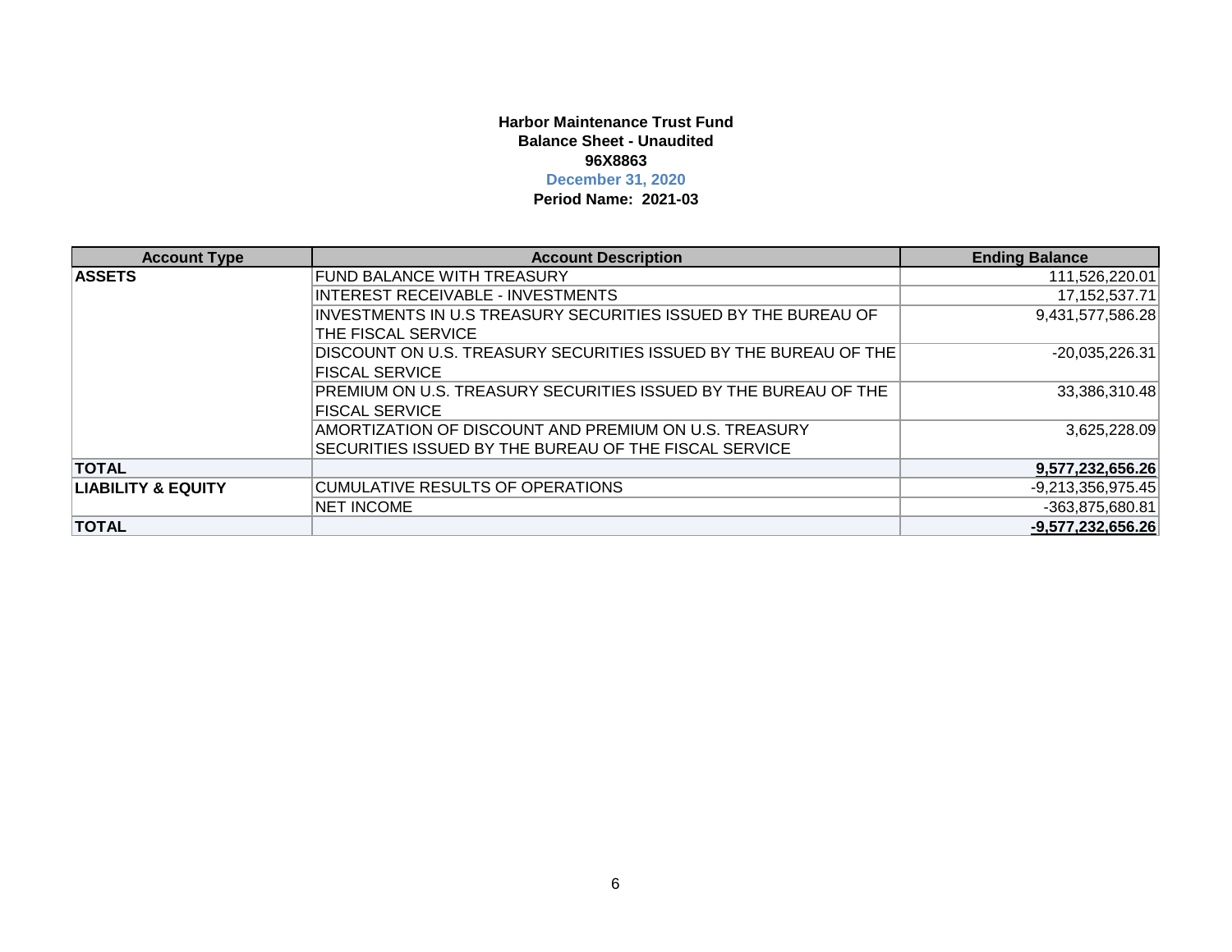**Harbor Maintenance Trust Fund**
**Balance Sheet - Unaudited**
**96X8863**
**December 31, 2020**
**Period Name: 2021-03**

| Account Type | Account Description | Ending Balance |
|---|---|---|
| **ASSETS** | FUND BALANCE WITH TREASURY | 111,526,220.01 |
| | INTEREST RECEIVABLE - INVESTMENTS | 17,152,537.71 |
| | INVESTMENTS IN U.S TREASURY SECURITIES ISSUED BY THE BUREAU OF THE FISCAL SERVICE | 9,431,577,586.28 |
| | DISCOUNT ON U.S. TREASURY SECURITIES ISSUED BY THE BUREAU OF THE FISCAL SERVICE | -20,035,226.31 |
| | PREMIUM ON U.S. TREASURY SECURITIES ISSUED BY THE BUREAU OF THE FISCAL SERVICE | 33,386,310.48 |
| | AMORTIZATION OF DISCOUNT AND PREMIUM ON U.S. TREASURY SECURITIES ISSUED BY THE BUREAU OF THE FISCAL SERVICE | 3,625,228.09 |
| **TOTAL** | | **9,577,232,656.26** |
| **LIABILITY & EQUITY** | CUMULATIVE RESULTS OF OPERATIONS | -9,213,356,975.45 |
| | NET INCOME | -363,875,680.81 |
| **TOTAL** | | **-9,577,232,656.26** |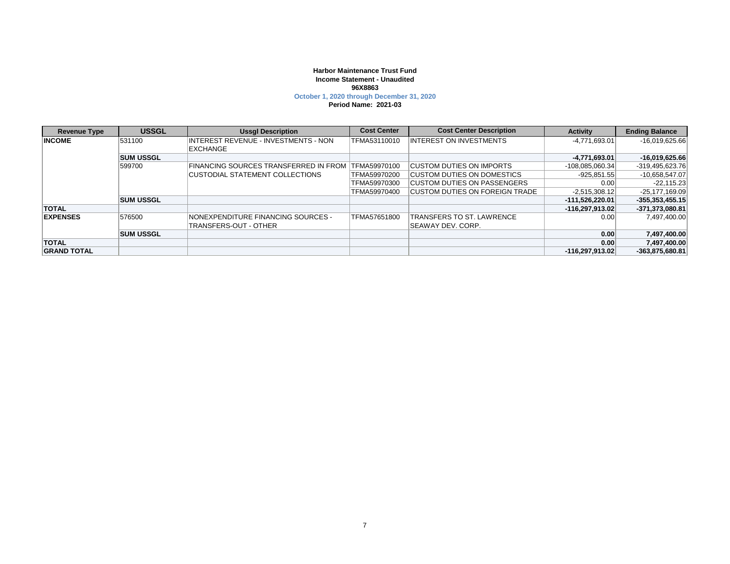**Harbor Maintenance Trust Fund**
**Income Statement - Unaudited**
**96X8863**
**October 1, 2020 through December 31, 2020**
**Period Name: 2021-03**

| Revenue Type | USSGL | Ussgl Description | Cost Center | Cost Center Description | Activity | Ending Balance |
|---|---|---|---|---|---|---|
| **INCOME** | 531100 | INTEREST REVENUE - INVESTMENTS - NON EXCHANGE | TFMA53110010 | INTEREST ON INVESTMENTS | -4,771,693.01 | -16,019,625.66 |
| | **SUM USSGL** | | | | **-4,771,693.01** | **-16,019,625.66** |
| | 599700 | FINANCING SOURCES TRANSFERRED IN FROM CUSTODIAL STATEMENT COLLECTIONS | TFMA59970100 | CUSTOM DUTIES ON IMPORTS | -108,085,060.34 | -319,495,623.76 |
| | | | TFMA59970200 | CUSTOM DUTIES ON DOMESTICS | -925,851.55 | -10,658,547.07 |
| | | | TFMA59970300 | CUSTOM DUTIES ON PASSENGERS | 0.00 | -22,115.23 |
| | | | TFMA59970400 | CUSTOM DUTIES ON FOREIGN TRADE | -2,515,308.12 | -25,177,169.09 |
| | **SUM USSGL** | | | | **-111,526,220.01** | **-355,353,455.15** |
| **TOTAL** | | | | | **-116,297,913.02** | **-371,373,080.81** |
| **EXPENSES** | 576500 | NONEXPENDITURE FINANCING SOURCES - TRANSFERS-OUT - OTHER | TFMA57651800 | TRANSFERS TO ST. LAWRENCE SEAWAY DEV. CORP. | 0.00 | 7,497,400.00 |
| | **SUM USSGL** | | | | **0.00** | **7,497,400.00** |
| **TOTAL** | | | | | **0.00** | **7,497,400.00** |
| **GRAND TOTAL** | | | | | **-116,297,913.02** | **-363,875,680.81** |